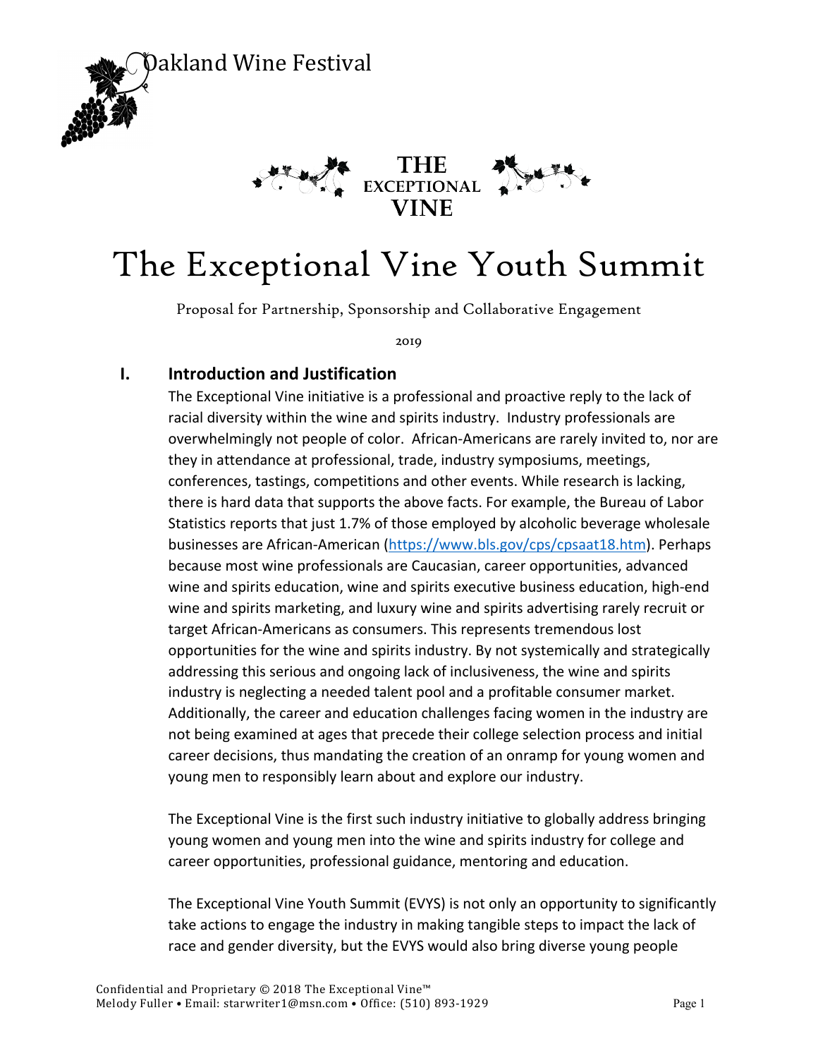Oakland Wine Festival

THE EXCEPTIONAL VINE

# The Exceptional Vine Youth Summit

Proposal for Partnership, Sponsorship and Collaborative Engagement

2019

## I. Introduction and Justification

The Exceptional Vine initiative is a professional and proactive reply to the lack of racial diversity within the wine and spirits industry. Industry professionals are overwhelmingly not people of color. African-Americans are rarely invited to, nor are they in attendance at professional, trade, industry symposiums, meetings, conferences, tastings, competitions and other events. While research is lacking, there is hard data that supports the above facts. For example, the Bureau of Labor Statistics reports that just 1.7% of those employed by alcoholic beverage wholesale businesses are African-American (https://www.bls.gov/cps/cpsaat18.htm). Perhaps because most wine professionals are Caucasian, career opportunities, advanced wine and spirits education, wine and spirits executive business education, high-end wine and spirits marketing, and luxury wine and spirits advertising rarely recruit or target African-Americans as consumers. This represents tremendous lost opportunities for the wine and spirits industry. By not systemically and strategically addressing this serious and ongoing lack of inclusiveness, the wine and spirits industry is neglecting a needed talent pool and a profitable consumer market. Additionally, the career and education challenges facing women in the industry are not being examined at ages that precede their college selection process and initial career decisions, thus mandating the creation of an onramp for young women and young men to responsibly learn about and explore our industry.

The Exceptional Vine is the first such industry initiative to globally address bringing young women and young men into the wine and spirits industry for college and career opportunities, professional guidance, mentoring and education.

The Exceptional Vine Youth Summit (EVYS) is not only an opportunity to significantly take actions to engage the industry in making tangible steps to impact the lack of race and gender diversity, but the EVYS would also bring diverse young people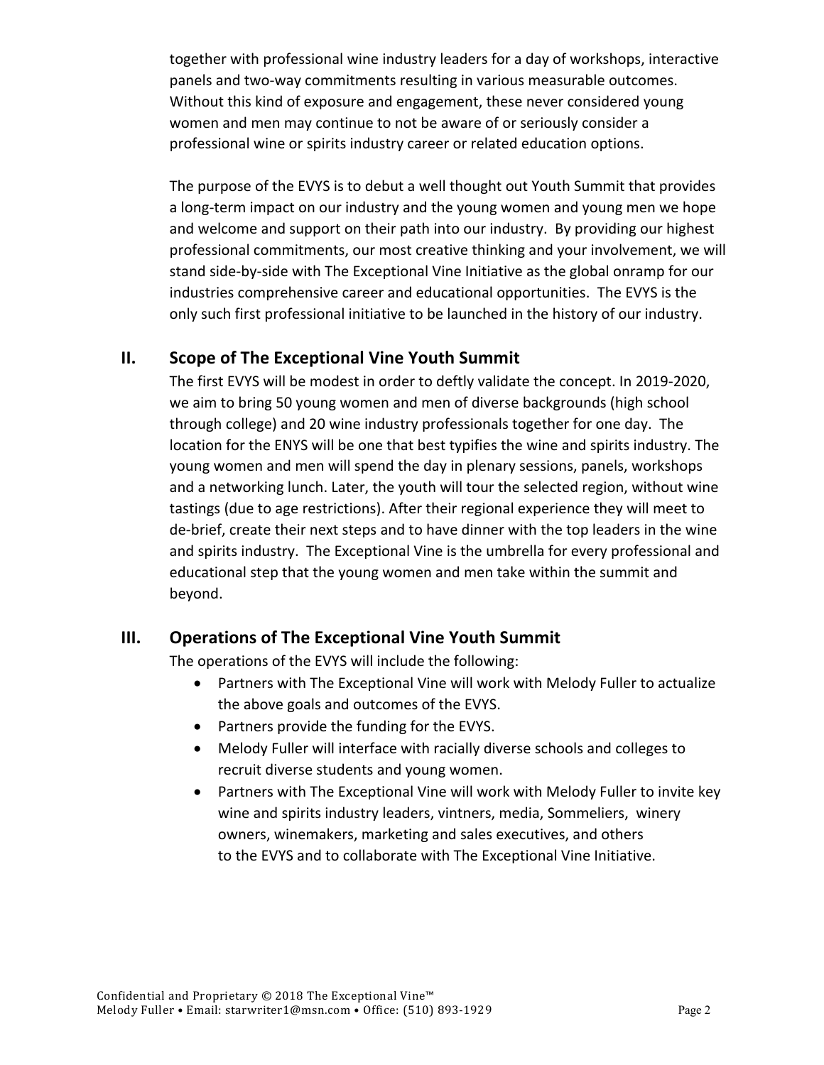together with professional wine industry leaders for a day of workshops, interactive panels and two-way commitments resulting in various measurable outcomes. Without this kind of exposure and engagement, these never considered young women and men may continue to not be aware of or seriously consider a professional wine or spirits industry career or related education options.

The purpose of the EVYS is to debut a well thought out Youth Summit that provides a long-term impact on our industry and the young women and young men we hope and welcome and support on their path into our industry. By providing our highest professional commitments, our most creative thinking and your involvement, we will stand side-by-side with The Exceptional Vine Initiative as the global onramp for our industries comprehensive career and educational opportunities. The EVYS is the only such first professional initiative to be launched in the history of our industry.

## II. Scope of The Exceptional Vine Youth Summit

The first EVYS will be modest in order to deftly validate the concept. In 2019-2020, we aim to bring 50 young women and men of diverse backgrounds (high school through college) and 20 wine industry professionals together for one day. The location for the ENYS will be one that best typifies the wine and spirits industry. The young women and men will spend the day in plenary sessions, panels, workshops and a networking lunch. Later, the youth will tour the selected region, without wine tastings (due to age restrictions). After their regional experience they will meet to de-brief, create their next steps and to have dinner with the top leaders in the wine and spirits industry. The Exceptional Vine is the umbrella for every professional and educational step that the young women and men take within the summit and beyond.

## III. Operations of The Exceptional Vine Youth Summit

The operations of the EVYS will include the following:

- Partners with The Exceptional Vine will work with Melody Fuller to actualize the above goals and outcomes of the EVYS.
- Partners provide the funding for the EVYS.
- Melody Fuller will interface with racially diverse schools and colleges to recruit diverse students and young women.
- Partners with The Exceptional Vine will work with Melody Fuller to invite key wine and spirits industry leaders, vintners, media, Sommeliers, winery owners, winemakers, marketing and sales executives, and others to the EVYS and to collaborate with The Exceptional Vine Initiative.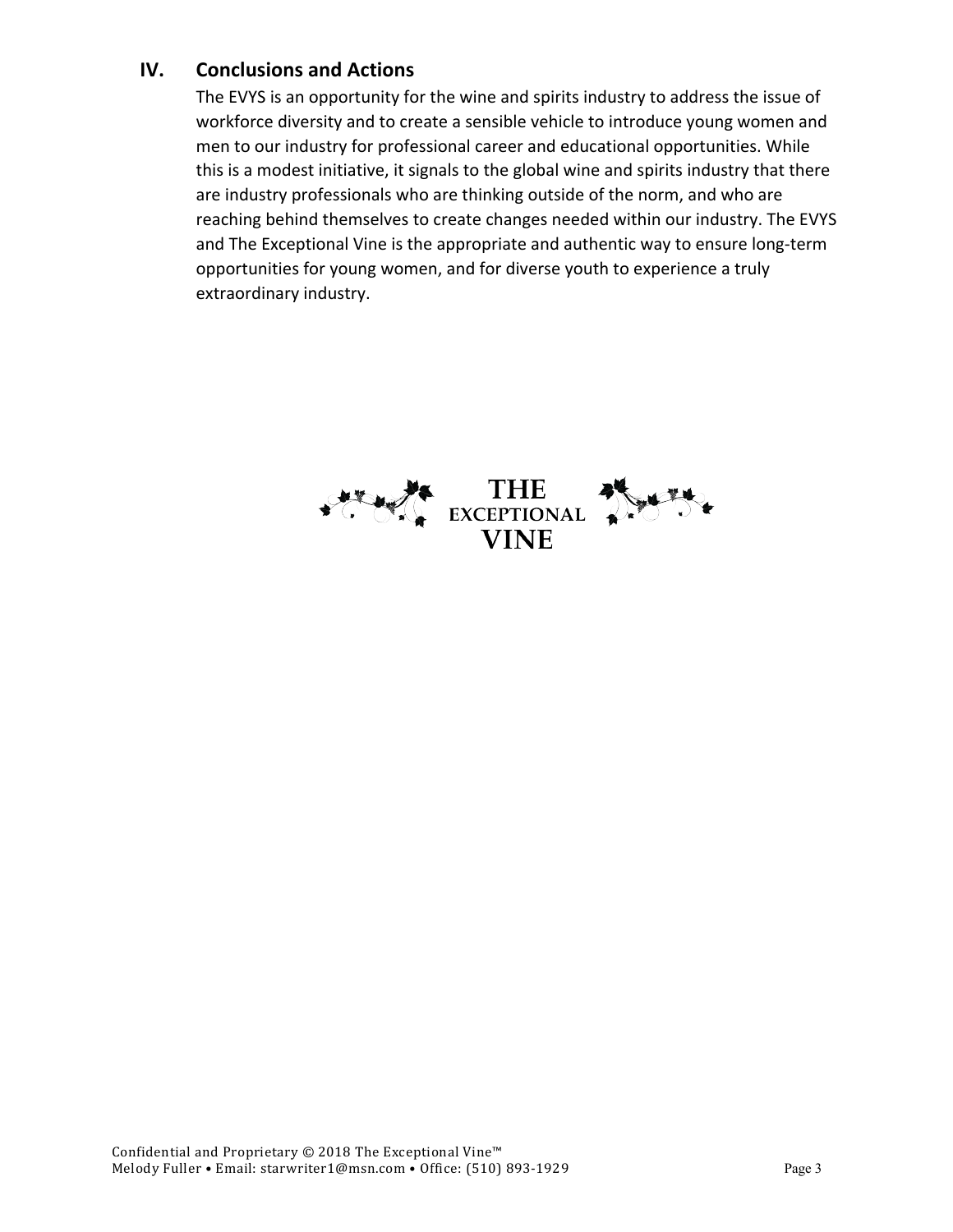## IV. Conclusions and Actions

The EVYS is an opportunity for the wine and spirits industry to address the issue of workforce diversity and to create a sensible vehicle to introduce young women and men to our industry for professional career and educational opportunities. While this is a modest initiative, it signals to the global wine and spirits industry that there are industry professionals who are thinking outside of the norm, and who are reaching behind themselves to create changes needed within our industry. The EVYS and The Exceptional Vine is the appropriate and authentic way to ensure long-term opportunities for young women, and for diverse youth to experience a truly extraordinary industry.

THE EXCEPTIONAL VINE

Confidential and Proprietary © 2018 The Exceptional Vine™
Melody Fuller • Email: starwriter1@msn.com • Office: (510) 893-1929